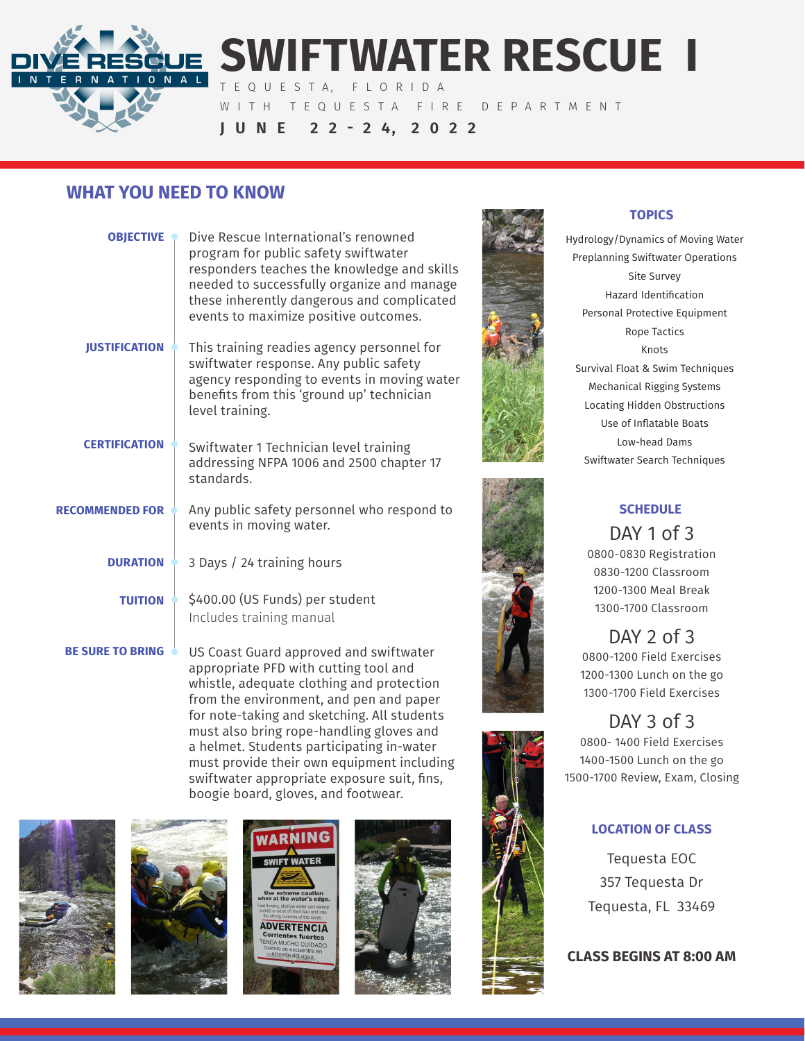# SWIFTWATER RESCUE I

DIVE RESCUE INTERNATIONAL

TEQUESTA, FLORIDA

WITH TEQUESTA FIRE DEPARTMENT

**JUNE 22-24, 2022**

## WHAT YOU NEED TO KNOW

**OBJECTIVE**
Dive Rescue International's renowned program for public safety swiftwater responders teaches the knowledge and skills needed to successfully organize and manage these inherently dangerous and complicated events to maximize positive outcomes.

**JUSTIFICATION**
This training readies agency personnel for swiftwater response. Any public safety agency responding to events in moving water benefits from this 'ground up' technician level training.

**CERTIFICATION**
Swiftwater 1 Technician level training addressing NFPA 1006 and 2500 chapter 17 standards.

**RECOMMENDED FOR**
Any public safety personnel who respond to events in moving water.

**DURATION**
3 Days / 24 training hours

**TUITION**
$400.00 (US Funds) per student
Includes training manual

**BE SURE TO BRING**
US Coast Guard approved and swiftwater appropriate PFD with cutting tool and whistle, adequate clothing and protection from the environment, and pen and paper for note-taking and sketching. All students must also bring rope-handling gloves and a helmet. Students participating in-water must provide their own equipment including swiftwater appropriate exposure suit, fins, boogie board, gloves, and footwear.

### TOPICS

- Hydrology/Dynamics of Moving Water
- Preplanning Swiftwater Operations
- Site Survey
- Hazard Identification
- Personal Protective Equipment
- Rope Tactics
- Knots
- Survival Float & Swim Techniques
- Mechanical Rigging Systems
- Locating Hidden Obstructions
- Use of Inflatable Boats
- Low-head Dams
- Swiftwater Search Techniques

### SCHEDULE

**DAY 1 of 3**
0800-0830 Registration
0830-1200 Classroom
1200-1300 Meal Break
1300-1700 Classroom

**DAY 2 of 3**
0800-1200 Field Exercises
1200-1300 Lunch on the go
1300-1700 Field Exercises

**DAY 3 of 3**
0800- 1400 Field Exercises
1400-1500 Lunch on the go
1500-1700 Review, Exam, Closing

### LOCATION OF CLASS

Tequesta EOC
357 Tequesta Dr
Tequesta, FL 33469

**CLASS BEGINS AT 8:00 AM**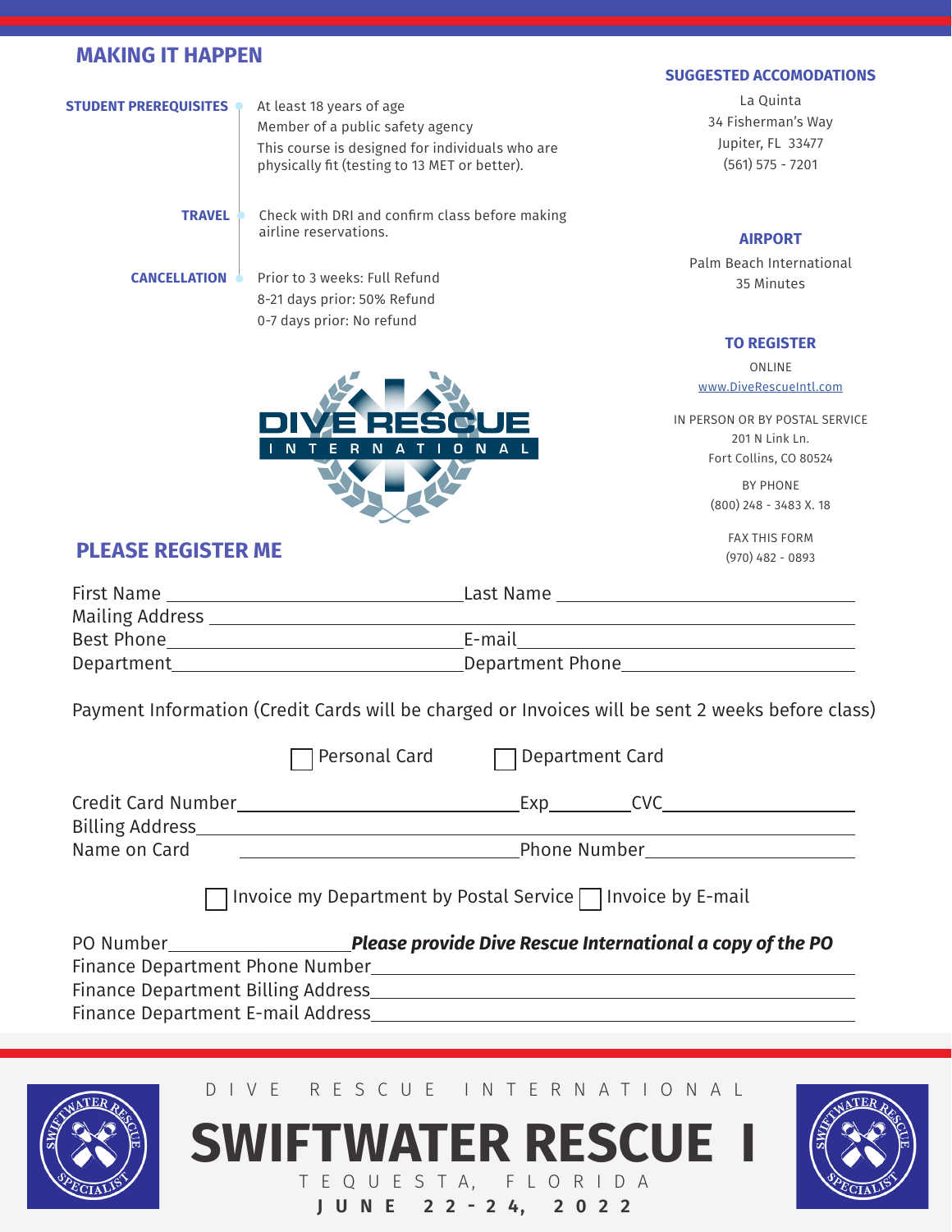## MAKING IT HAPPEN

**STUDENT PREREQUISITES**

- At least 18 years of age
- Member of a public safety agency
- This course is designed for individuals who are physically fit (testing to 13 MET or better).

**TRAVEL**

Check with DRI and confirm class before making airline reservations.

**CANCELLATION**

Prior to 3 weeks: Full Refund
8-21 days prior: 50% Refund
0-7 days prior: No refund

**SUGGESTED ACCOMODATIONS**

La Quinta
34 Fisherman's Way
Jupiter, FL 33477
(561) 575 - 7201

**AIRPORT**

Palm Beach International
35 Minutes

**TO REGISTER**

ONLINE
www.DiveRescueIntl.com

IN PERSON OR BY POSTAL SERVICE
201 N Link Ln.
Fort Collins, CO 80524

BY PHONE
(800) 248 - 3483 X. 18

FAX THIS FORM
(970) 482 - 0893

## PLEASE REGISTER ME

First Name ______________________ Last Name ______________________
Mailing Address ______________________
Best Phone ______________________ E-mail ______________________
Department ______________________ Department Phone ______________________

Payment Information (Credit Cards will be charged or Invoices will be sent 2 weeks before class)

☐ Personal Card ☐ Department Card

Credit Card Number ______________________ Exp ________ CVC ________
Billing Address ______________________
Name on Card ______________________ Phone Number ______________________

☐ Invoice my Department by Postal Service ☐ Invoice by E-mail

PO Number ______________ ***Please provide Dive Rescue International a copy of the PO***
Finance Department Phone Number ______________________
Finance Department Billing Address ______________________
Finance Department E-mail Address ______________________

DIVE RESCUE INTERNATIONAL

# SWIFTWATER RESCUE I

TEQUESTA, FLORIDA

**JUNE 22-24, 2022**